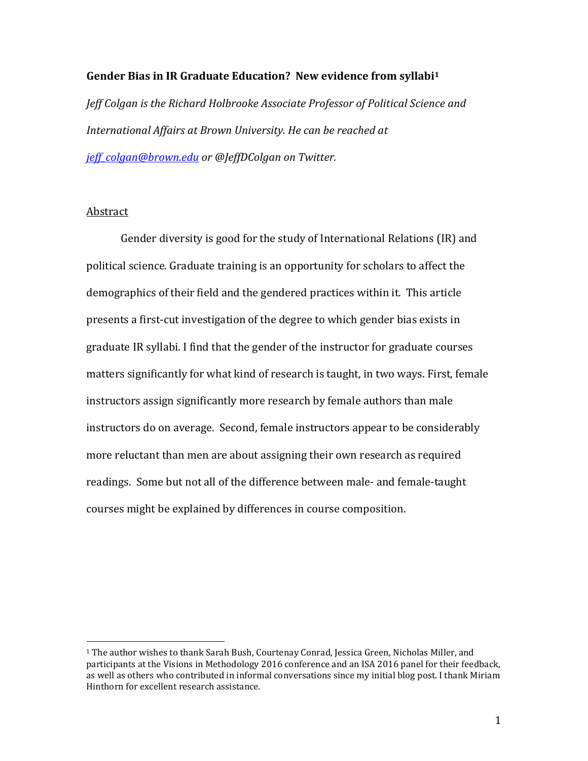**Gender Bias in IR Graduate Education? New evidence from syllabi[1]**

*Jeff Colgan is the Richard Holbrooke Associate Professor of Political Science and International Affairs at Brown University. He can be reached at [jeff_colgan@brown.edu](mailto:jeff_colgan@brown.edu) or @JeffDColgan on Twitter.*

## Abstract

Gender diversity is good for the study of International Relations (IR) and political science. Graduate training is an opportunity for scholars to affect the demographics of their field and the gendered practices within it. This article presents a first-cut investigation of the degree to which gender bias exists in graduate IR syllabi. I find that the gender of the instructor for graduate courses matters significantly for what kind of research is taught, in two ways. First, female instructors assign significantly more research by female authors than male instructors do on average. Second, female instructors appear to be considerably more reluctant than men are about assigning their own research as required readings. Some but not all of the difference between male- and female-taught courses might be explained by differences in course composition.

---

[1] The author wishes to thank Sarah Bush, Courtenay Conrad, Jessica Green, Nicholas Miller, and participants at the Visions in Methodology 2016 conference and an ISA 2016 panel for their feedback, as well as others who contributed in informal conversations since my initial blog post. I thank Miriam Hinthorn for excellent research assistance.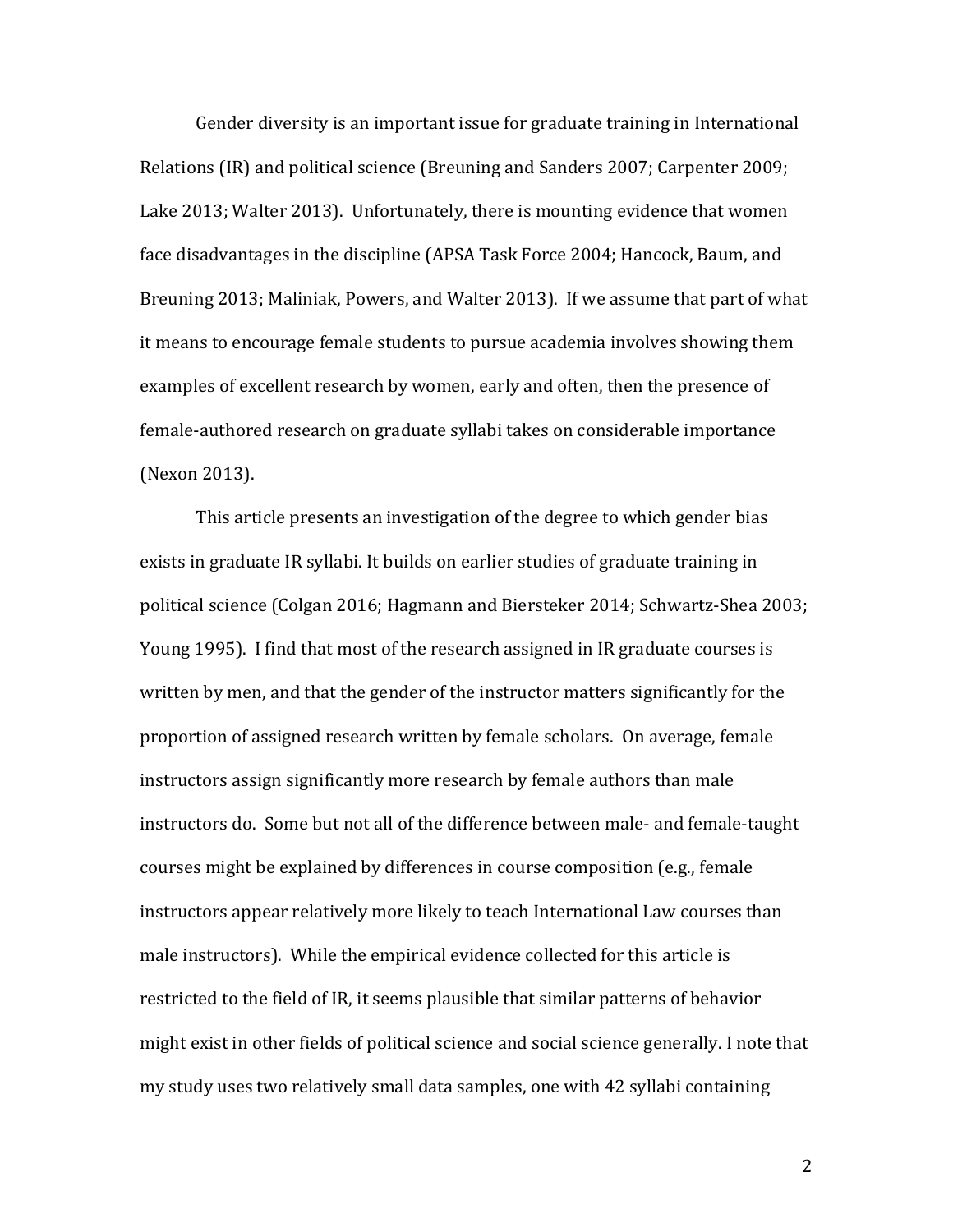Gender diversity is an important issue for graduate training in International Relations (IR) and political science (Breuning and Sanders 2007; Carpenter 2009; Lake 2013; Walter 2013). Unfortunately, there is mounting evidence that women face disadvantages in the discipline (APSA Task Force 2004; Hancock, Baum, and Breuning 2013; Maliniak, Powers, and Walter 2013). If we assume that part of what it means to encourage female students to pursue academia involves showing them examples of excellent research by women, early and often, then the presence of female-authored research on graduate syllabi takes on considerable importance (Nexon 2013).

This article presents an investigation of the degree to which gender bias exists in graduate IR syllabi. It builds on earlier studies of graduate training in political science (Colgan 2016; Hagmann and Biersteker 2014; Schwartz-Shea 2003; Young 1995). I find that most of the research assigned in IR graduate courses is written by men, and that the gender of the instructor matters significantly for the proportion of assigned research written by female scholars. On average, female instructors assign significantly more research by female authors than male instructors do. Some but not all of the difference between male- and female-taught courses might be explained by differences in course composition (e.g., female instructors appear relatively more likely to teach International Law courses than male instructors). While the empirical evidence collected for this article is restricted to the field of IR, it seems plausible that similar patterns of behavior might exist in other fields of political science and social science generally. I note that my study uses two relatively small data samples, one with 42 syllabi containing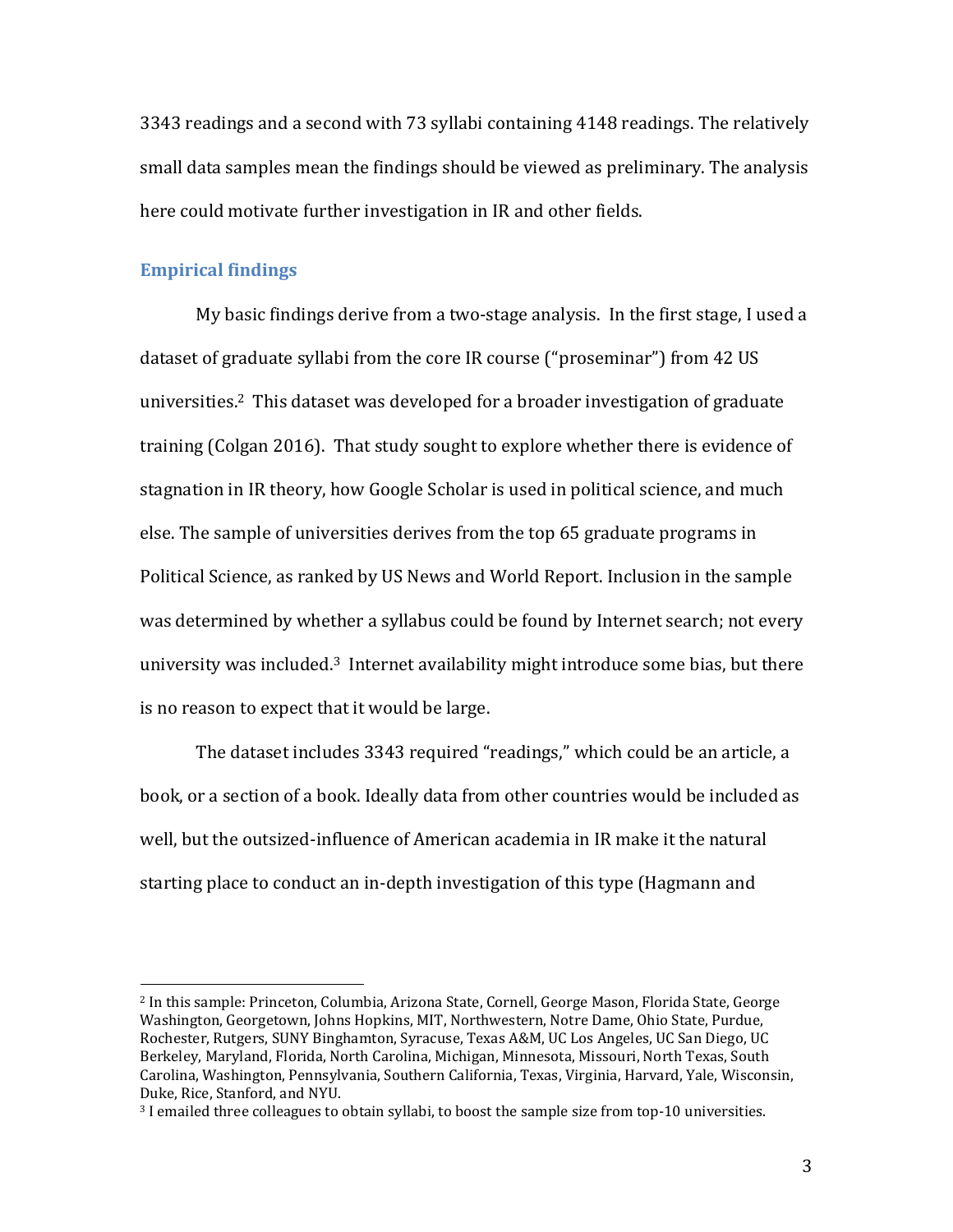3343 readings and a second with 73 syllabi containing 4148 readings. The relatively small data samples mean the findings should be viewed as preliminary. The analysis here could motivate further investigation in IR and other fields.

## Empirical findings

My basic findings derive from a two-stage analysis. In the first stage, I used a dataset of graduate syllabi from the core IR course ("proseminar") from 42 US universities.[2] This dataset was developed for a broader investigation of graduate training (Colgan 2016). That study sought to explore whether there is evidence of stagnation in IR theory, how Google Scholar is used in political science, and much else. The sample of universities derives from the top 65 graduate programs in Political Science, as ranked by US News and World Report. Inclusion in the sample was determined by whether a syllabus could be found by Internet search; not every university was included.[3] Internet availability might introduce some bias, but there is no reason to expect that it would be large.

The dataset includes 3343 required "readings," which could be an article, a book, or a section of a book. Ideally data from other countries would be included as well, but the outsized-influence of American academia in IR make it the natural starting place to conduct an in-depth investigation of this type (Hagmann and

---

[2] In this sample: Princeton, Columbia, Arizona State, Cornell, George Mason, Florida State, George Washington, Georgetown, Johns Hopkins, MIT, Northwestern, Notre Dame, Ohio State, Purdue, Rochester, Rutgers, SUNY Binghamton, Syracuse, Texas A&M, UC Los Angeles, UC San Diego, UC Berkeley, Maryland, Florida, North Carolina, Michigan, Minnesota, Missouri, North Texas, South Carolina, Washington, Pennsylvania, Southern California, Texas, Virginia, Harvard, Yale, Wisconsin, Duke, Rice, Stanford, and NYU.

[3] I emailed three colleagues to obtain syllabi, to boost the sample size from top-10 universities.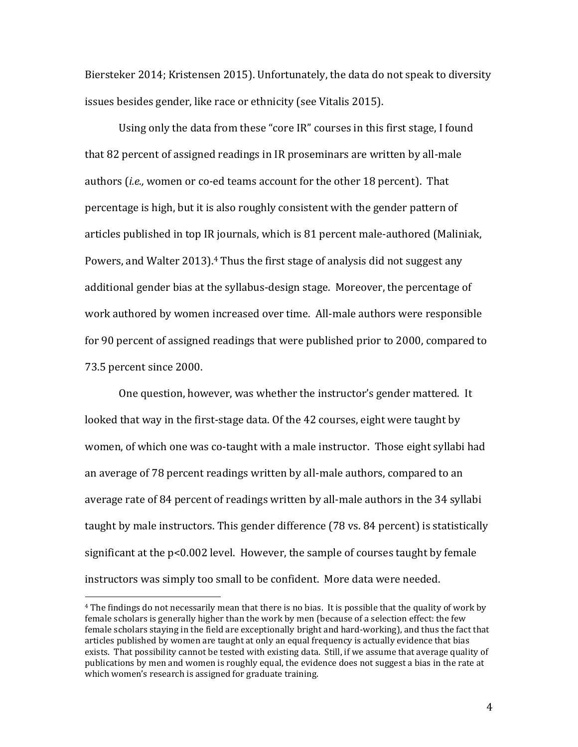Biersteker 2014; Kristensen 2015). Unfortunately, the data do not speak to diversity issues besides gender, like race or ethnicity (see Vitalis 2015).

Using only the data from these "core IR" courses in this first stage, I found that 82 percent of assigned readings in IR proseminars are written by all-male authors (*i.e.,* women or co-ed teams account for the other 18 percent). That percentage is high, but it is also roughly consistent with the gender pattern of articles published in top IR journals, which is 81 percent male-authored (Maliniak, Powers, and Walter 2013).[4] Thus the first stage of analysis did not suggest any additional gender bias at the syllabus-design stage. Moreover, the percentage of work authored by women increased over time. All-male authors were responsible for 90 percent of assigned readings that were published prior to 2000, compared to 73.5 percent since 2000.

One question, however, was whether the instructor's gender mattered. It looked that way in the first-stage data. Of the 42 courses, eight were taught by women, of which one was co-taught with a male instructor. Those eight syllabi had an average of 78 percent readings written by all-male authors, compared to an average rate of 84 percent of readings written by all-male authors in the 34 syllabi taught by male instructors. This gender difference (78 vs. 84 percent) is statistically significant at the $p<0.002$ level. However, the sample of courses taught by female instructors was simply too small to be confident. More data were needed.

[4] The findings do not necessarily mean that there is no bias. It is possible that the quality of work by female scholars is generally higher than the work by men (because of a selection effect: the few female scholars staying in the field are exceptionally bright and hard-working), and thus the fact that articles published by women are taught at only an equal frequency is actually evidence that bias exists. That possibility cannot be tested with existing data. Still, if we assume that average quality of publications by men and women is roughly equal, the evidence does not suggest a bias in the rate at which women's research is assigned for graduate training.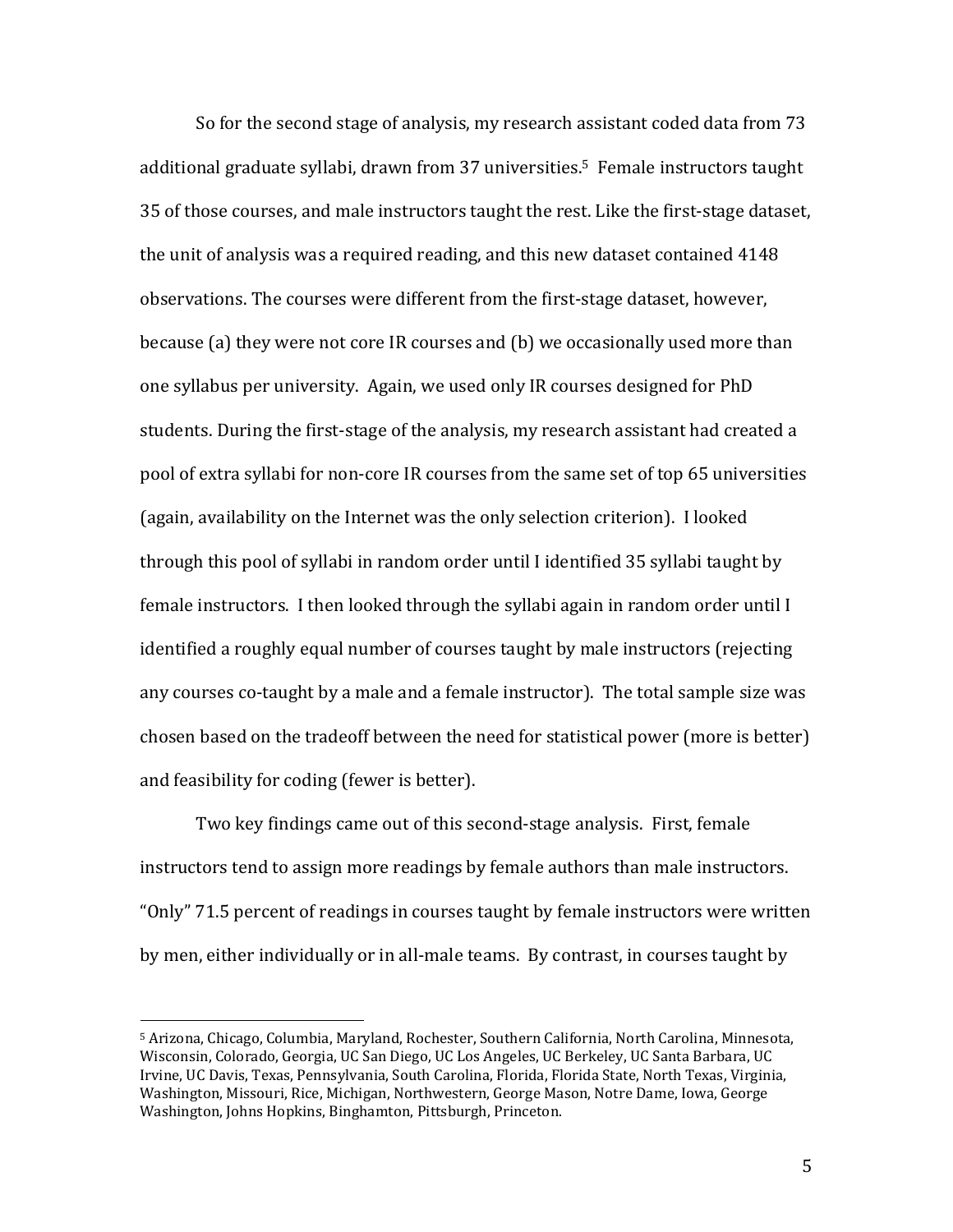So for the second stage of analysis, my research assistant coded data from 73 additional graduate syllabi, drawn from 37 universities.[5] Female instructors taught 35 of those courses, and male instructors taught the rest. Like the first-stage dataset, the unit of analysis was a required reading, and this new dataset contained 4148 observations. The courses were different from the first-stage dataset, however, because (a) they were not core IR courses and (b) we occasionally used more than one syllabus per university. Again, we used only IR courses designed for PhD students. During the first-stage of the analysis, my research assistant had created a pool of extra syllabi for non-core IR courses from the same set of top 65 universities (again, availability on the Internet was the only selection criterion). I looked through this pool of syllabi in random order until I identified 35 syllabi taught by female instructors. I then looked through the syllabi again in random order until I identified a roughly equal number of courses taught by male instructors (rejecting any courses co-taught by a male and a female instructor). The total sample size was chosen based on the tradeoff between the need for statistical power (more is better) and feasibility for coding (fewer is better).

Two key findings came out of this second-stage analysis. First, female instructors tend to assign more readings by female authors than male instructors. "Only" 71.5 percent of readings in courses taught by female instructors were written by men, either individually or in all-male teams. By contrast, in courses taught by

---

[5] Arizona, Chicago, Columbia, Maryland, Rochester, Southern California, North Carolina, Minnesota, Wisconsin, Colorado, Georgia, UC San Diego, UC Los Angeles, UC Berkeley, UC Santa Barbara, UC Irvine, UC Davis, Texas, Pennsylvania, South Carolina, Florida, Florida State, North Texas, Virginia, Washington, Missouri, Rice, Michigan, Northwestern, George Mason, Notre Dame, Iowa, George Washington, Johns Hopkins, Binghamton, Pittsburgh, Princeton.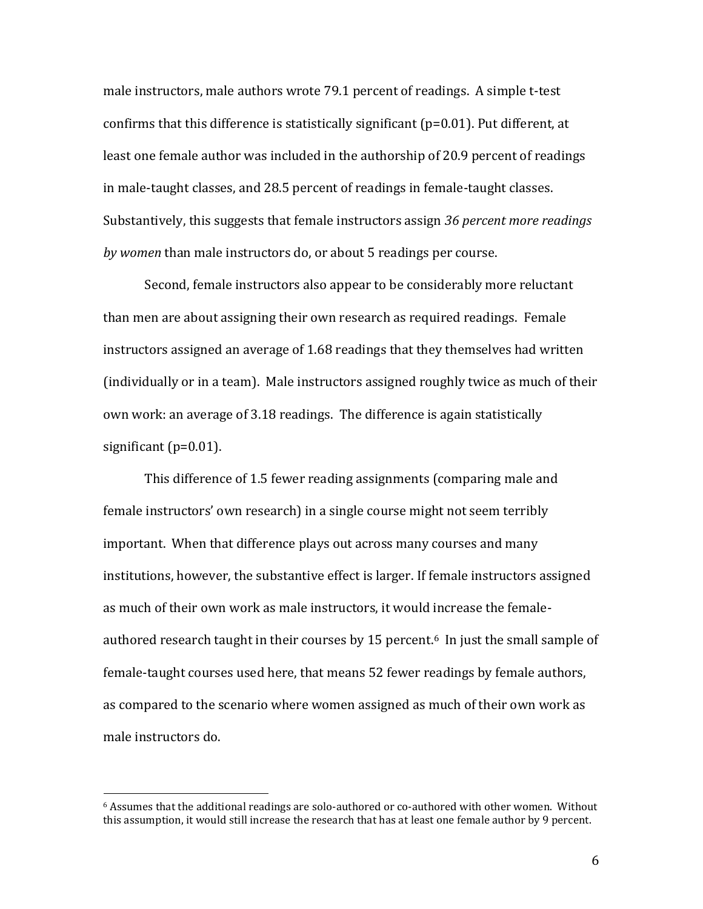male instructors, male authors wrote 79.1 percent of readings. A simple t-test confirms that this difference is statistically significant ($p=0.01$). Put different, at least one female author was included in the authorship of 20.9 percent of readings in male-taught classes, and 28.5 percent of readings in female-taught classes. Substantively, this suggests that female instructors assign *36 percent more readings by women* than male instructors do, or about 5 readings per course.

Second, female instructors also appear to be considerably more reluctant than men are about assigning their own research as required readings. Female instructors assigned an average of 1.68 readings that they themselves had written (individually or in a team). Male instructors assigned roughly twice as much of their own work: an average of 3.18 readings. The difference is again statistically significant ($p=0.01$).

This difference of 1.5 fewer reading assignments (comparing male and female instructors' own research) in a single course might not seem terribly important. When that difference plays out across many courses and many institutions, however, the substantive effect is larger. If female instructors assigned as much of their own work as male instructors, it would increase the female-authored research taught in their courses by 15 percent.[6] In just the small sample of female-taught courses used here, that means 52 fewer readings by female authors, as compared to the scenario where women assigned as much of their own work as male instructors do.

---

[6] Assumes that the additional readings are solo-authored or co-authored with other women. Without this assumption, it would still increase the research that has at least one female author by 9 percent.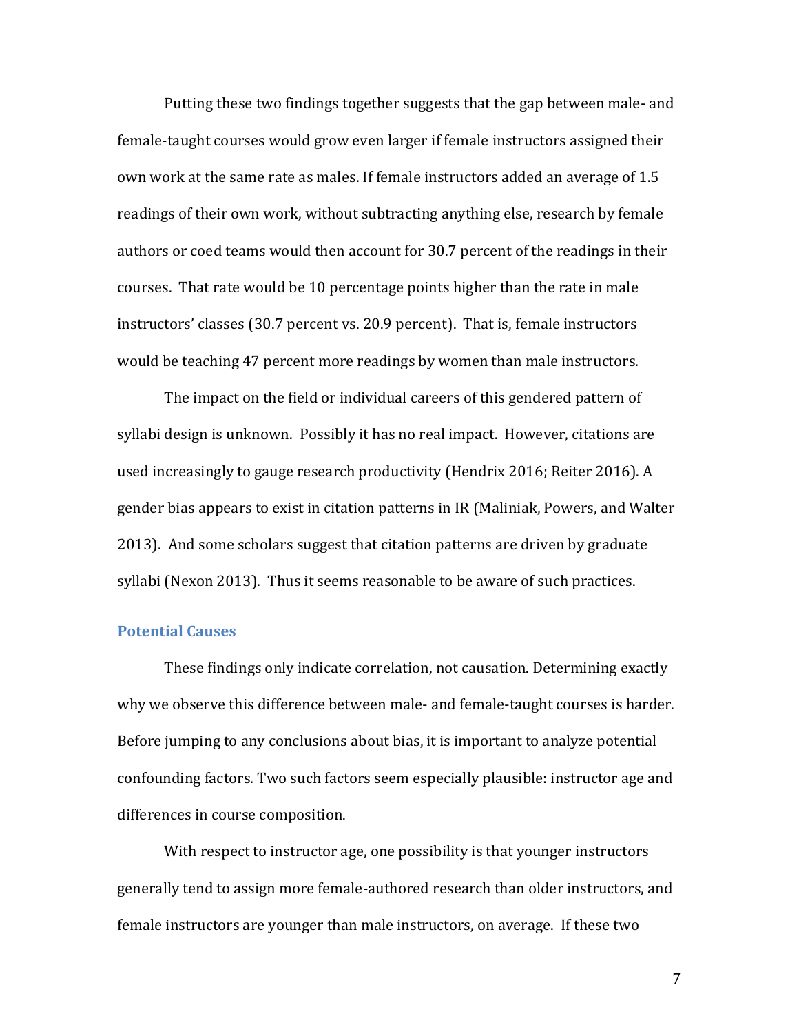Putting these two findings together suggests that the gap between male- and female-taught courses would grow even larger if female instructors assigned their own work at the same rate as males. If female instructors added an average of 1.5 readings of their own work, without subtracting anything else, research by female authors or coed teams would then account for 30.7 percent of the readings in their courses. That rate would be 10 percentage points higher than the rate in male instructors' classes (30.7 percent vs. 20.9 percent). That is, female instructors would be teaching 47 percent more readings by women than male instructors.

The impact on the field or individual careers of this gendered pattern of syllabi design is unknown. Possibly it has no real impact. However, citations are used increasingly to gauge research productivity (Hendrix 2016; Reiter 2016). A gender bias appears to exist in citation patterns in IR (Maliniak, Powers, and Walter 2013). And some scholars suggest that citation patterns are driven by graduate syllabi (Nexon 2013). Thus it seems reasonable to be aware of such practices.

## Potential Causes

These findings only indicate correlation, not causation. Determining exactly why we observe this difference between male- and female-taught courses is harder. Before jumping to any conclusions about bias, it is important to analyze potential confounding factors. Two such factors seem especially plausible: instructor age and differences in course composition.

With respect to instructor age, one possibility is that younger instructors generally tend to assign more female-authored research than older instructors, and female instructors are younger than male instructors, on average. If these two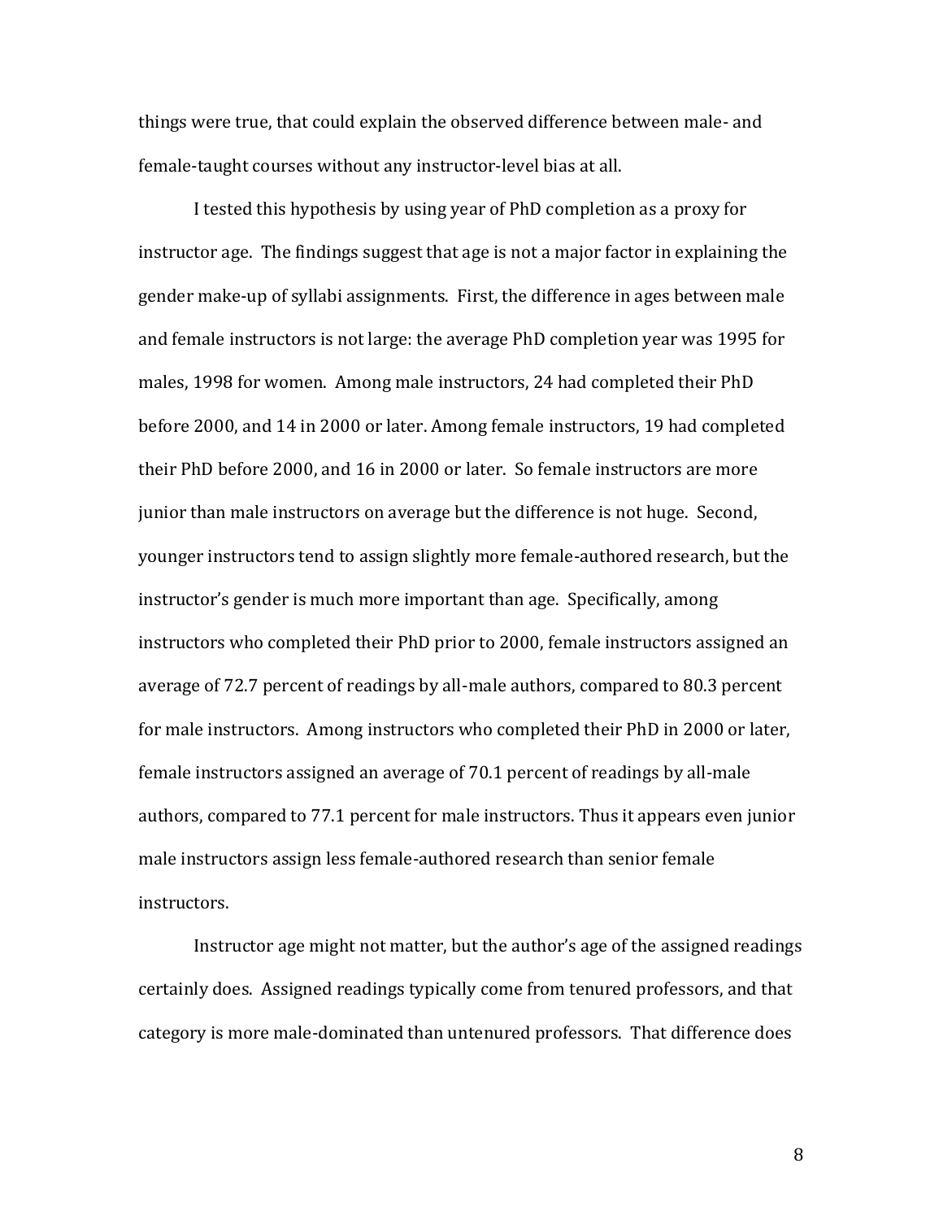things were true, that could explain the observed difference between male- and female-taught courses without any instructor-level bias at all.

I tested this hypothesis by using year of PhD completion as a proxy for instructor age. The findings suggest that age is not a major factor in explaining the gender make-up of syllabi assignments. First, the difference in ages between male and female instructors is not large: the average PhD completion year was 1995 for males, 1998 for women. Among male instructors, 24 had completed their PhD before 2000, and 14 in 2000 or later. Among female instructors, 19 had completed their PhD before 2000, and 16 in 2000 or later. So female instructors are more junior than male instructors on average but the difference is not huge. Second, younger instructors tend to assign slightly more female-authored research, but the instructor's gender is much more important than age. Specifically, among instructors who completed their PhD prior to 2000, female instructors assigned an average of 72.7 percent of readings by all-male authors, compared to 80.3 percent for male instructors. Among instructors who completed their PhD in 2000 or later, female instructors assigned an average of 70.1 percent of readings by all-male authors, compared to 77.1 percent for male instructors. Thus it appears even junior male instructors assign less female-authored research than senior female instructors.

Instructor age might not matter, but the author's age of the assigned readings certainly does. Assigned readings typically come from tenured professors, and that category is more male-dominated than untenured professors. That difference does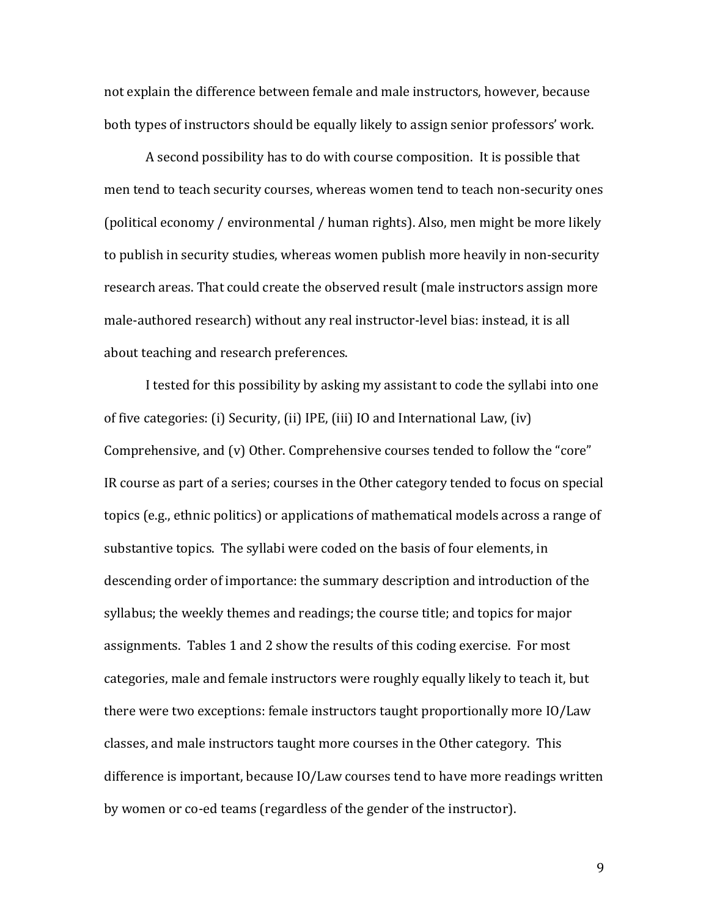not explain the difference between female and male instructors, however, because both types of instructors should be equally likely to assign senior professors' work.

A second possibility has to do with course composition. It is possible that men tend to teach security courses, whereas women tend to teach non-security ones (political economy / environmental / human rights). Also, men might be more likely to publish in security studies, whereas women publish more heavily in non-security research areas. That could create the observed result (male instructors assign more male-authored research) without any real instructor-level bias: instead, it is all about teaching and research preferences.

I tested for this possibility by asking my assistant to code the syllabi into one of five categories: (i) Security, (ii) IPE, (iii) IO and International Law, (iv) Comprehensive, and (v) Other. Comprehensive courses tended to follow the "core" IR course as part of a series; courses in the Other category tended to focus on special topics (e.g., ethnic politics) or applications of mathematical models across a range of substantive topics. The syllabi were coded on the basis of four elements, in descending order of importance: the summary description and introduction of the syllabus; the weekly themes and readings; the course title; and topics for major assignments. Tables 1 and 2 show the results of this coding exercise. For most categories, male and female instructors were roughly equally likely to teach it, but there were two exceptions: female instructors taught proportionally more IO/Law classes, and male instructors taught more courses in the Other category. This difference is important, because IO/Law courses tend to have more readings written by women or co-ed teams (regardless of the gender of the instructor).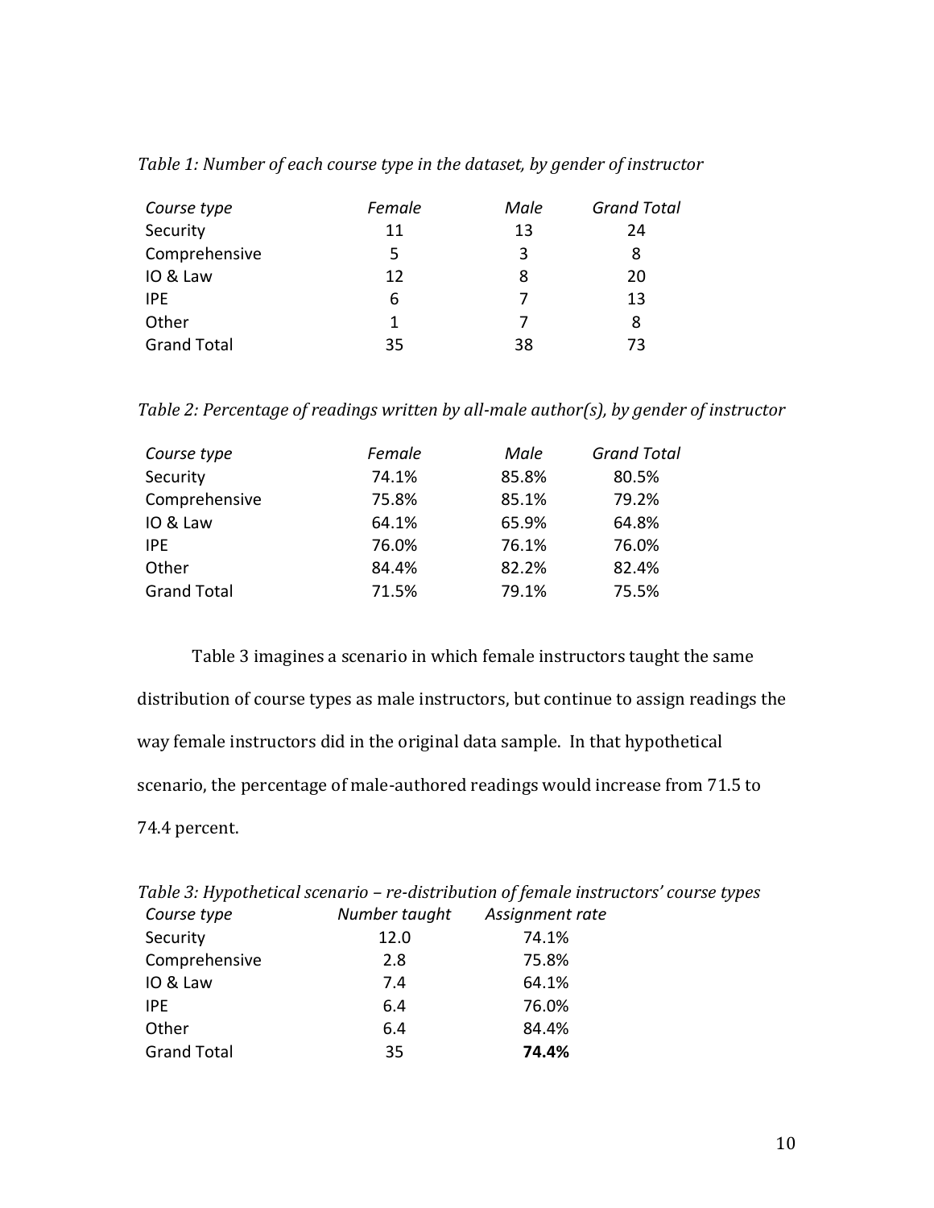*Table 1: Number of each course type in the dataset, by gender of instructor*

| *Course type* | *Female* | *Male* | *Grand Total* |
|---|---|---|---|
| Security | 11 | 13 | 24 |
| Comprehensive | 5 | 3 | 8 |
| IO & Law | 12 | 8 | 20 |
| IPE | 6 | 7 | 13 |
| Other | 1 | 7 | 8 |
| Grand Total | 35 | 38 | 73 |

*Table 2: Percentage of readings written by all-male author(s), by gender of instructor*

| *Course type* | *Female* | *Male* | *Grand Total* |
|---|---|---|---|
| Security | 74.1% | 85.8% | 80.5% |
| Comprehensive | 75.8% | 85.1% | 79.2% |
| IO & Law | 64.1% | 65.9% | 64.8% |
| IPE | 76.0% | 76.1% | 76.0% |
| Other | 84.4% | 82.2% | 82.4% |
| Grand Total | 71.5% | 79.1% | 75.5% |

Table 3 imagines a scenario in which female instructors taught the same distribution of course types as male instructors, but continue to assign readings the way female instructors did in the original data sample. In that hypothetical scenario, the percentage of male-authored readings would increase from 71.5 to 74.4 percent.

*Table 3: Hypothetical scenario – re-distribution of female instructors' course types*

| *Course type* | *Number taught* | *Assignment rate* |
|---|---|---|
| Security | 12.0 | 74.1% |
| Comprehensive | 2.8 | 75.8% |
| IO & Law | 7.4 | 64.1% |
| IPE | 6.4 | 76.0% |
| Other | 6.4 | 84.4% |
| Grand Total | 35 | **74.4%** |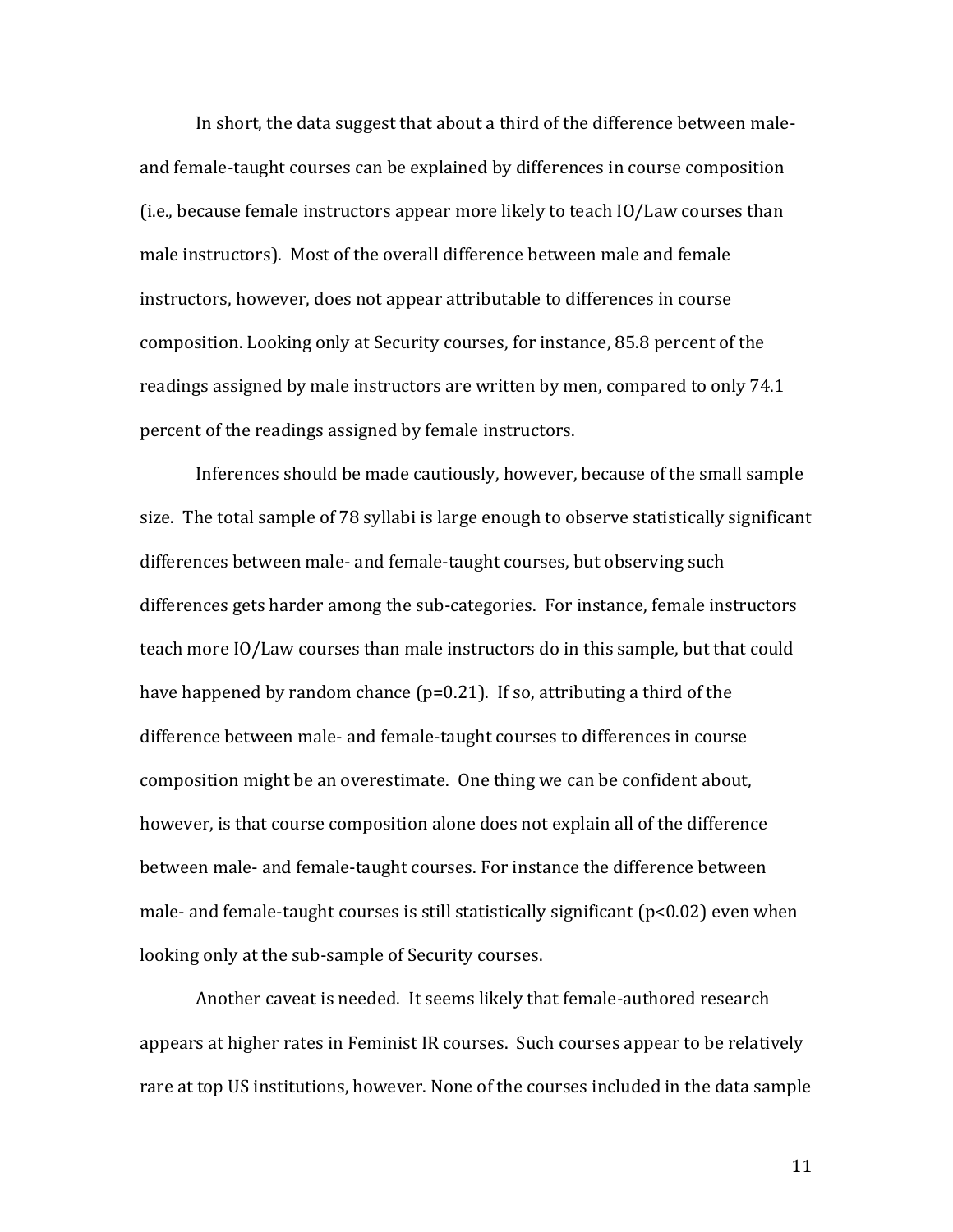In short, the data suggest that about a third of the difference between male- and female-taught courses can be explained by differences in course composition (i.e., because female instructors appear more likely to teach IO/Law courses than male instructors). Most of the overall difference between male and female instructors, however, does not appear attributable to differences in course composition. Looking only at Security courses, for instance, 85.8 percent of the readings assigned by male instructors are written by men, compared to only 74.1 percent of the readings assigned by female instructors.

Inferences should be made cautiously, however, because of the small sample size. The total sample of 78 syllabi is large enough to observe statistically significant differences between male- and female-taught courses, but observing such differences gets harder among the sub-categories. For instance, female instructors teach more IO/Law courses than male instructors do in this sample, but that could have happened by random chance ($p=0.21$). If so, attributing a third of the difference between male- and female-taught courses to differences in course composition might be an overestimate. One thing we can be confident about, however, is that course composition alone does not explain all of the difference between male- and female-taught courses. For instance the difference between male- and female-taught courses is still statistically significant ($p<0.02$) even when looking only at the sub-sample of Security courses.

Another caveat is needed. It seems likely that female-authored research appears at higher rates in Feminist IR courses. Such courses appear to be relatively rare at top US institutions, however. None of the courses included in the data sample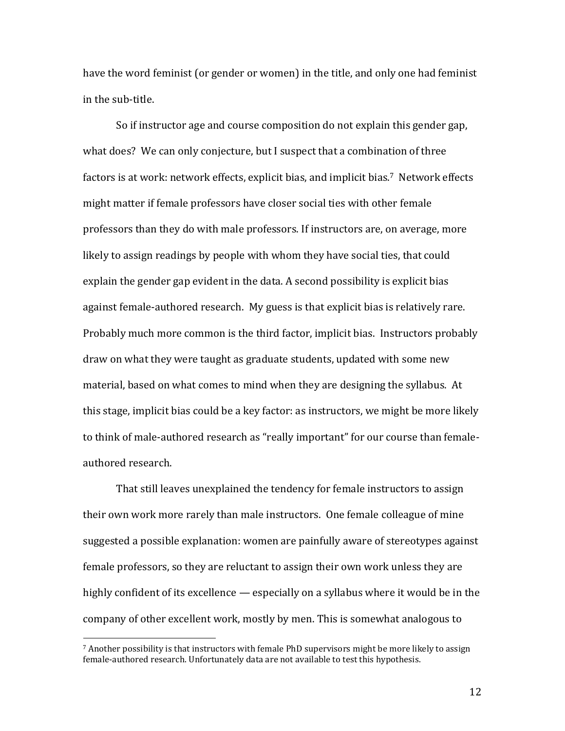have the word feminist (or gender or women) in the title, and only one had feminist in the sub-title.

So if instructor age and course composition do not explain this gender gap, what does? We can only conjecture, but I suspect that a combination of three factors is at work: network effects, explicit bias, and implicit bias.[7] Network effects might matter if female professors have closer social ties with other female professors than they do with male professors. If instructors are, on average, more likely to assign readings by people with whom they have social ties, that could explain the gender gap evident in the data. A second possibility is explicit bias against female-authored research. My guess is that explicit bias is relatively rare. Probably much more common is the third factor, implicit bias. Instructors probably draw on what they were taught as graduate students, updated with some new material, based on what comes to mind when they are designing the syllabus. At this stage, implicit bias could be a key factor: as instructors, we might be more likely to think of male-authored research as "really important" for our course than female-authored research.

That still leaves unexplained the tendency for female instructors to assign their own work more rarely than male instructors. One female colleague of mine suggested a possible explanation: women are painfully aware of stereotypes against female professors, so they are reluctant to assign their own work unless they are highly confident of its excellence — especially on a syllabus where it would be in the company of other excellent work, mostly by men. This is somewhat analogous to

[7] Another possibility is that instructors with female PhD supervisors might be more likely to assign female-authored research. Unfortunately data are not available to test this hypothesis.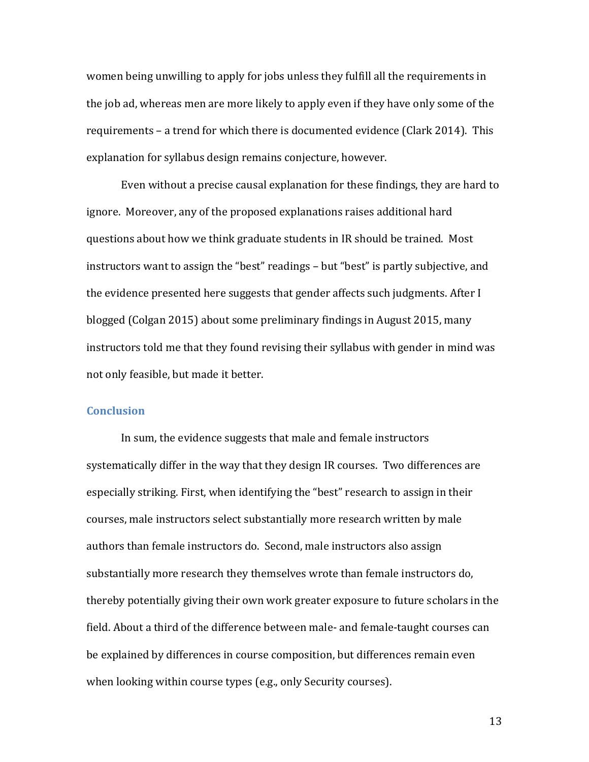women being unwilling to apply for jobs unless they fulfill all the requirements in the job ad, whereas men are more likely to apply even if they have only some of the requirements – a trend for which there is documented evidence (Clark 2014). This explanation for syllabus design remains conjecture, however.

Even without a precise causal explanation for these findings, they are hard to ignore. Moreover, any of the proposed explanations raises additional hard questions about how we think graduate students in IR should be trained. Most instructors want to assign the "best" readings – but "best" is partly subjective, and the evidence presented here suggests that gender affects such judgments. After I blogged (Colgan 2015) about some preliminary findings in August 2015, many instructors told me that they found revising their syllabus with gender in mind was not only feasible, but made it better.

## Conclusion

In sum, the evidence suggests that male and female instructors systematically differ in the way that they design IR courses. Two differences are especially striking. First, when identifying the "best" research to assign in their courses, male instructors select substantially more research written by male authors than female instructors do. Second, male instructors also assign substantially more research they themselves wrote than female instructors do, thereby potentially giving their own work greater exposure to future scholars in the field. About a third of the difference between male- and female-taught courses can be explained by differences in course composition, but differences remain even when looking within course types (e.g., only Security courses).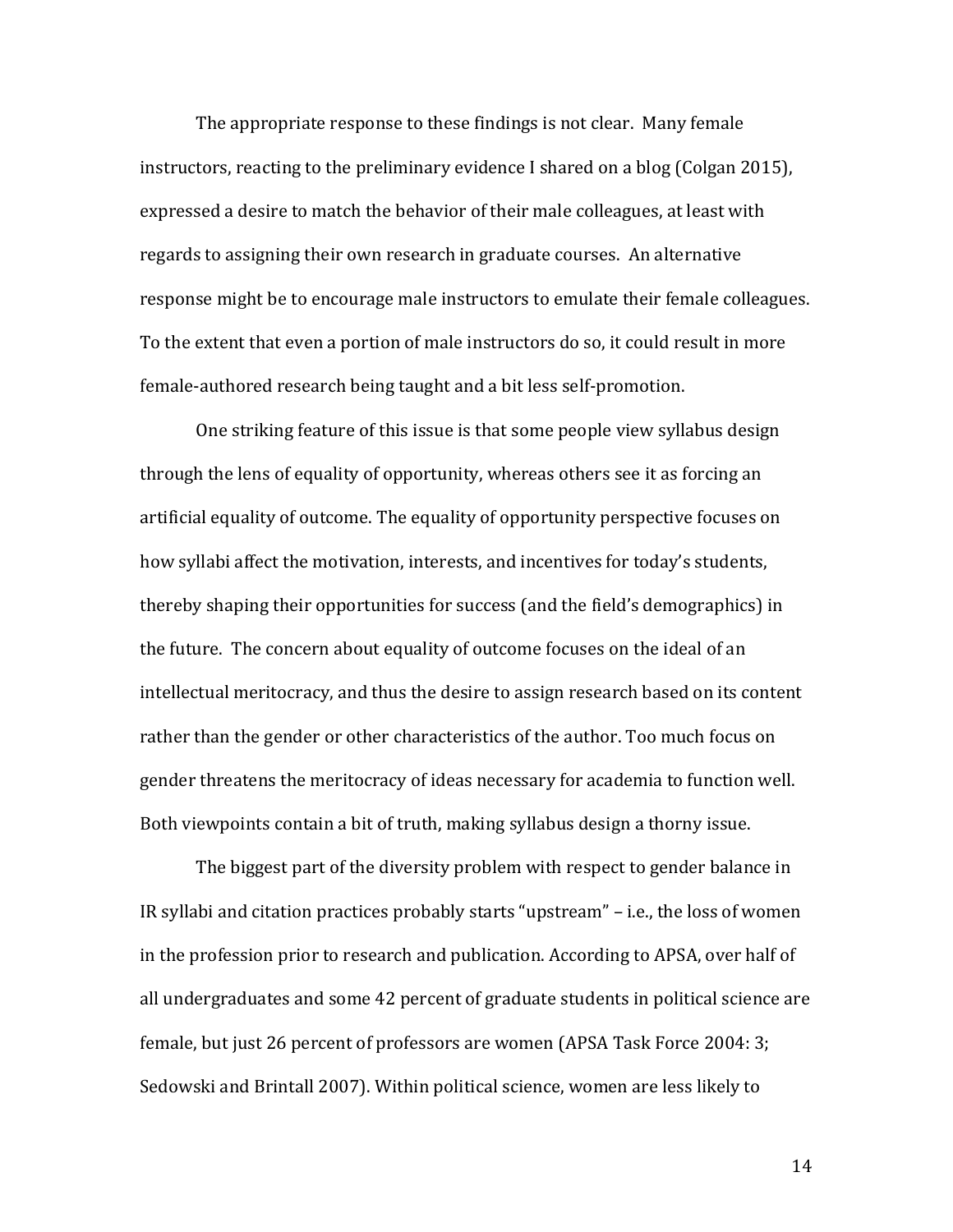The appropriate response to these findings is not clear. Many female instructors, reacting to the preliminary evidence I shared on a blog (Colgan 2015), expressed a desire to match the behavior of their male colleagues, at least with regards to assigning their own research in graduate courses. An alternative response might be to encourage male instructors to emulate their female colleagues. To the extent that even a portion of male instructors do so, it could result in more female-authored research being taught and a bit less self-promotion.

One striking feature of this issue is that some people view syllabus design through the lens of equality of opportunity, whereas others see it as forcing an artificial equality of outcome. The equality of opportunity perspective focuses on how syllabi affect the motivation, interests, and incentives for today's students, thereby shaping their opportunities for success (and the field's demographics) in the future. The concern about equality of outcome focuses on the ideal of an intellectual meritocracy, and thus the desire to assign research based on its content rather than the gender or other characteristics of the author. Too much focus on gender threatens the meritocracy of ideas necessary for academia to function well. Both viewpoints contain a bit of truth, making syllabus design a thorny issue.

The biggest part of the diversity problem with respect to gender balance in IR syllabi and citation practices probably starts "upstream" – i.e., the loss of women in the profession prior to research and publication. According to APSA, over half of all undergraduates and some 42 percent of graduate students in political science are female, but just 26 percent of professors are women (APSA Task Force 2004: 3; Sedowski and Brintall 2007). Within political science, women are less likely to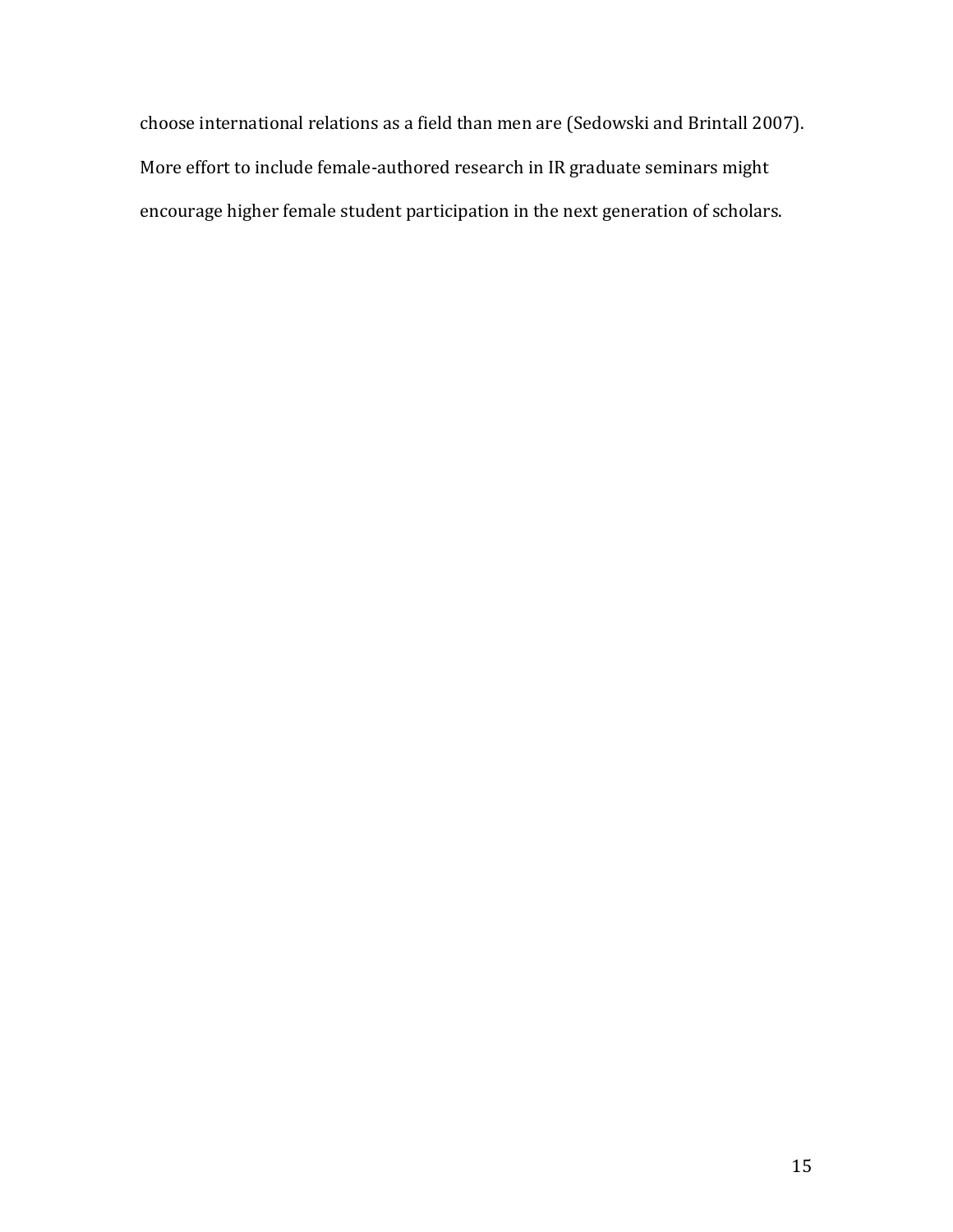choose international relations as a field than men are (Sedowski and Brintall 2007). More effort to include female-authored research in IR graduate seminars might encourage higher female student participation in the next generation of scholars.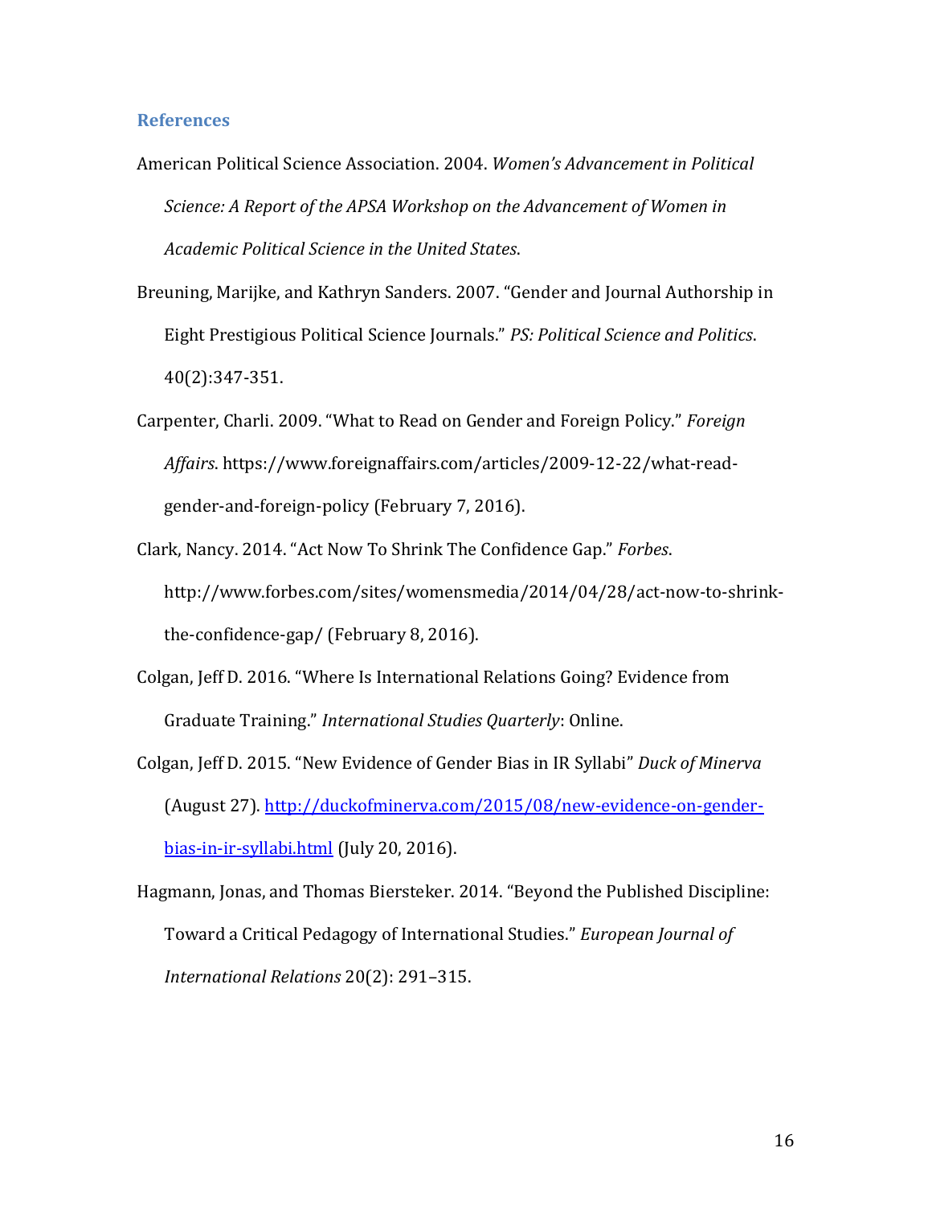## References

American Political Science Association. 2004. *Women's Advancement in Political Science: A Report of the APSA Workshop on the Advancement of Women in Academic Political Science in the United States*.

Breuning, Marijke, and Kathryn Sanders. 2007. "Gender and Journal Authorship in Eight Prestigious Political Science Journals." *PS: Political Science and Politics*. 40(2):347-351.

Carpenter, Charli. 2009. "What to Read on Gender and Foreign Policy." *Foreign Affairs*. https://www.foreignaffairs.com/articles/2009-12-22/what-read-gender-and-foreign-policy (February 7, 2016).

Clark, Nancy. 2014. "Act Now To Shrink The Confidence Gap." *Forbes*. http://www.forbes.com/sites/womensmedia/2014/04/28/act-now-to-shrink-the-confidence-gap/ (February 8, 2016).

Colgan, Jeff D. 2016. "Where Is International Relations Going? Evidence from Graduate Training." *International Studies Quarterly*: Online.

Colgan, Jeff D. 2015. "New Evidence of Gender Bias in IR Syllabi" *Duck of Minerva* (August 27). [http://duckofminerva.com/2015/08/new-evidence-on-gender-bias-in-ir-syllabi.html](http://duckofminerva.com/2015/08/new-evidence-on-gender-bias-in-ir-syllabi.html) (July 20, 2016).

Hagmann, Jonas, and Thomas Biersteker. 2014. "Beyond the Published Discipline: Toward a Critical Pedagogy of International Studies." *European Journal of International Relations* 20(2): 291–315.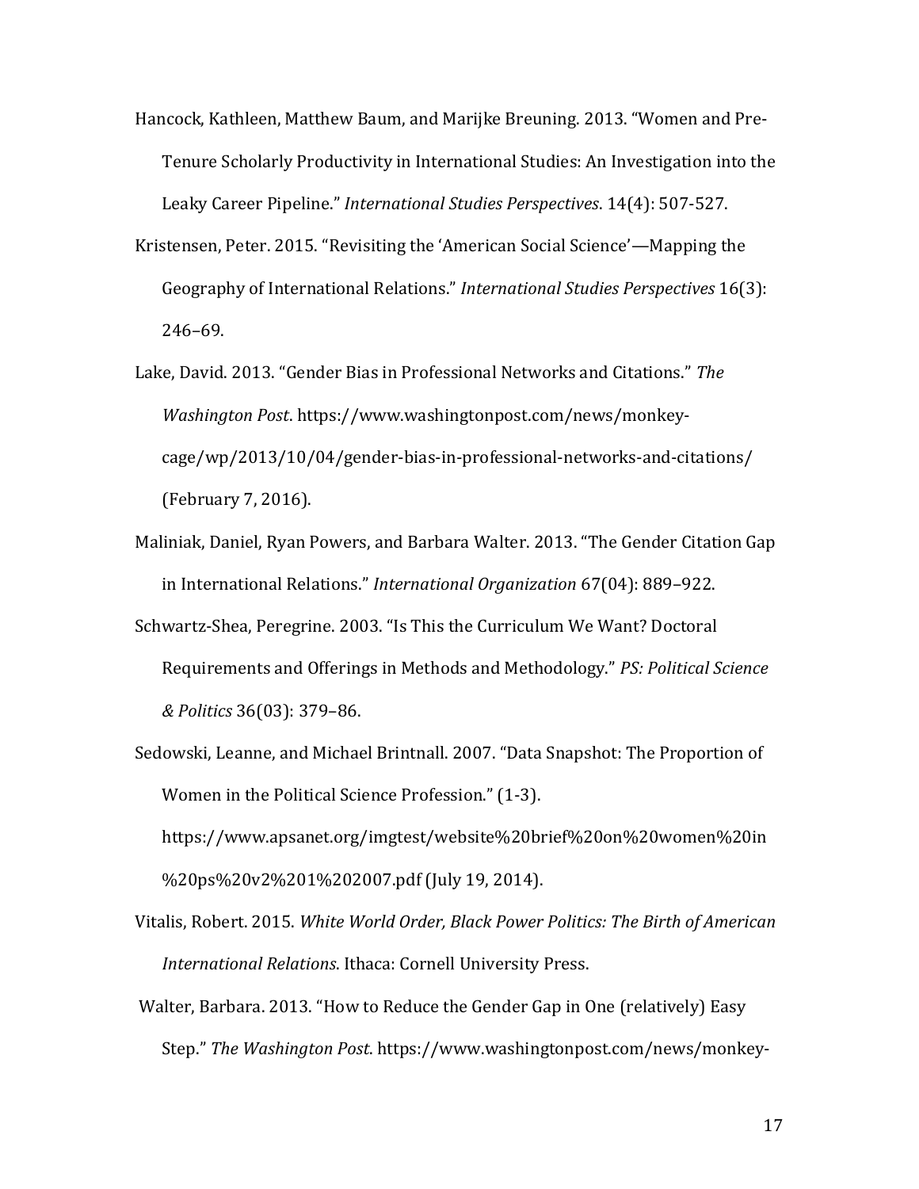Hancock, Kathleen, Matthew Baum, and Marijke Breuning. 2013. "Women and Pre-Tenure Scholarly Productivity in International Studies: An Investigation into the Leaky Career Pipeline." *International Studies Perspectives*. 14(4): 507-527.

Kristensen, Peter. 2015. "Revisiting the 'American Social Science'—Mapping the Geography of International Relations." *International Studies Perspectives* 16(3): 246–69.

Lake, David. 2013. "Gender Bias in Professional Networks and Citations." *The Washington Post*. https://www.washingtonpost.com/news/monkey-cage/wp/2013/10/04/gender-bias-in-professional-networks-and-citations/ (February 7, 2016).

Maliniak, Daniel, Ryan Powers, and Barbara Walter. 2013. "The Gender Citation Gap in International Relations." *International Organization* 67(04): 889–922.

Schwartz-Shea, Peregrine. 2003. "Is This the Curriculum We Want? Doctoral Requirements and Offerings in Methods and Methodology." *PS: Political Science & Politics* 36(03): 379–86.

Sedowski, Leanne, and Michael Brintnall. 2007. "Data Snapshot: The Proportion of Women in the Political Science Profession." (1-3). https://www.apsanet.org/imgtest/website%20brief%20on%20women%20in%20ps%20v2%201%202007.pdf (July 19, 2014).

Vitalis, Robert. 2015. *White World Order, Black Power Politics: The Birth of American International Relations*. Ithaca: Cornell University Press.

Walter, Barbara. 2013. "How to Reduce the Gender Gap in One (relatively) Easy Step." *The Washington Post*. https://www.washingtonpost.com/news/monkey-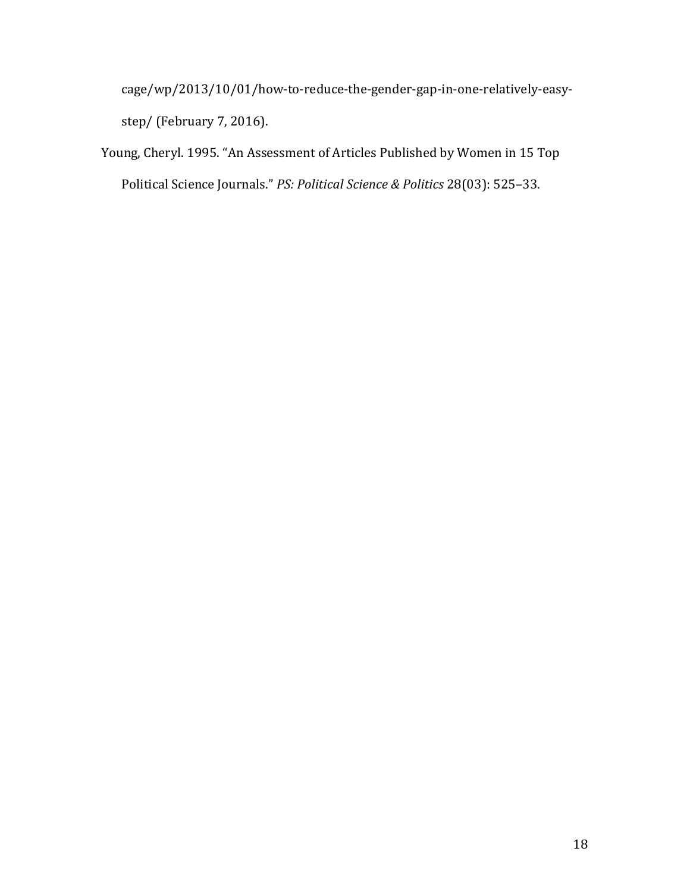cage/wp/2013/10/01/how-to-reduce-the-gender-gap-in-one-relatively-easy-step/ (February 7, 2016).

Young, Cheryl. 1995. "An Assessment of Articles Published by Women in 15 Top Political Science Journals." *PS: Political Science & Politics* 28(03): 525–33.